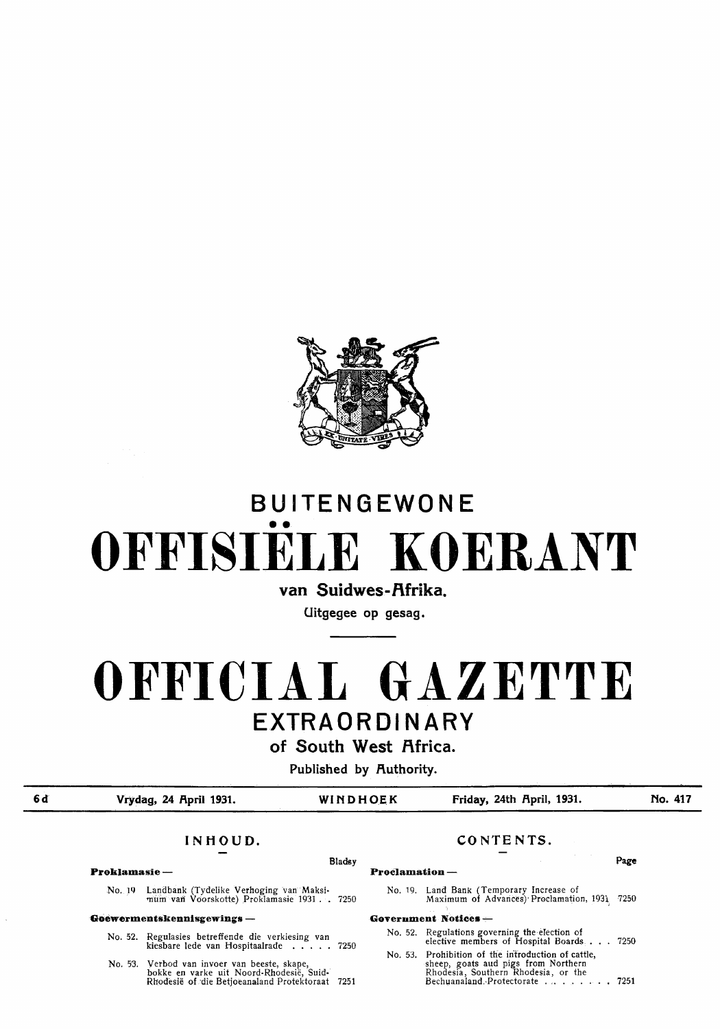# BUITENGEWONE

# OFFISIËLE KOERANT

**van Suidwes-Afrika.**

Uitgegee op gesag.

# OFFICIAL GAZETTE

# EXTRAORDINARY

**of South West Africa.**

Published by Authority.

| 6d | Vrydag, 24 April 1931. | WINDHOEK | Friday, 24th April, 1931. | No. 417 |
|---|---|---|---|---|

## INHOUD.

| | | Bladsy |
|---|---|---|
| **Proklamasie —** | | |
| No. 19 | Landbank (Tydelike Verhoging van Maksimum van Voorskotte) Proklamasie 1931 | 7250 |
| **Goewermentskennisgewings —** | | |
| No. 52. | Regulasies betreffende die verkiesing van kiesbare lede van Hospitaalrade | 7250 |
| No. 53. | Verbod van invoer van beeste, skape, bokke en varke uit Noord-Rhodesië, Suid-Rhodesië of die Betjoeanaland Protektoraat | 7251 |

## CONTENTS.

| | | Page |
|---|---|---|
| **Proclamation —** | | |
| No. 19. | Land Bank (Temporary Increase of Maximum of Advances) Proclamation, 1931 | 7250 |
| **Government Notices —** | | |
| No. 52. | Regulations governing the election of elective members of Hospital Boards | 7250 |
| No. 53. | Prohibition of the introduction of cattle, sheep, goats aud pigs from Northern Rhodesia, Southern Rhodesia, or the Bechuanaland Protectorate | 7251 |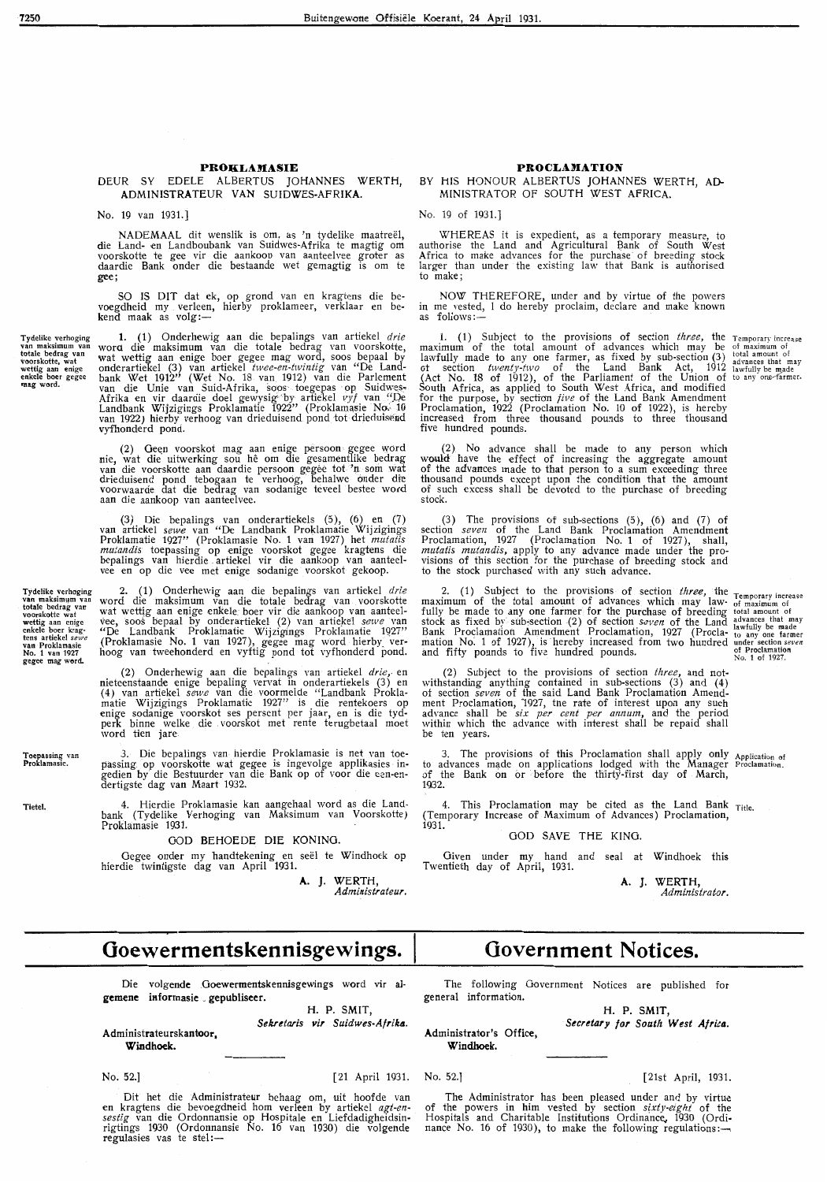## PROKLAMASIE

DEUR SY EDELE ALBERTUS JOHANNES WERTH, ADMINISTRATEUR VAN SUIDWES-AFRIKA.

No. 19 van 1931.]

NADEMAAL dit wenslik is om, as 'n tydelike maatreël, die Land- en Landboubank van Suidwes-Afrika te magtig om voorskotte te gee vir die aankoop van aanteelvee groter as daardie Bank onder die bestaande wet gemagtig is om te gee;

SO IS DIT dat ek, op grond van en kragtens die bevoegdheid my verleen, hierby proklameer, verklaar en bekend maak as volg:—

*Tydelike verhoging van maksimum van totale bedrag van voorskotte, wat wettig aan enige enkele boer gegee mag word.*

**1.** (1) Onderhewig aan die bepalings van artikel *drie* word die maksimum van die totale bedrag van voorskotte, wat wettig aan enige boer gegee mag word, soos bepaal by onderartiekel (3) van artikel *twee-en-twintig* van "De Landbank Wet 1912" (Wet No. 18 van 1912) van die Parlement van die Unie van Suid-Afrika, soos toegepas op Suidwes-Afrika en vir daardie doel gewysig by artikel *vyf* van "De Landbank Wijzigings Proklamatie 1922" (Proklamasie No. 10 van 1922) hierby verhoog van drieduisend pond tot drieduisend vyfhonderd pond.

(2) Geen voorskot mag aan enige persoon gegee word nie, wat die uitwerking sou hê om die gesamentlike bedrag van die voorskotte aan daardie persoon gegee tot 'n som wat drieduisend pond tebogaan te verhoog, behalwe onder die voorwaarde dat die bedrag van sodanige teveel bestee word aan die aankoop van aanteelvee.

(3) Die bepalings van onderartiekels (5), (6) en (7) van artikel *sewe* van "De Landbank Proklamatie Wijzigings Proklamatie 1927" (Proklamasie No. 1 van 1927) het *mutatis mutandis* toepassing op enige voorskot gegee kragtens die bepalings van hierdie artiekel vir die aankoop van aanteelvee en op die vee met enige sodanige voorskot gekoop.

*Tydelike verhoging van maksimum van totale bedrag van voorskotte wat wettig aan enige enkele boer kragtens artiekel sewe van Proklamasie No. 1 van 1927 gegee mag word.*

**2.** (1) Onderhewig aan die bepalings van artiekel *drie* word die maksimum van die totale bedrag van voorskotte wat wettig aan enige enkele boer vir die aankoop van aanteelvee, soos bepaal by onderartiekel (2) van artiekel *sewe* van "De Landbank Proklamatie Wijzigings Proklamatie 1927" (Proklamasie No. 1 van 1927), gegee mag word hierby verhoog van tweehonderd en vyftig pond tot vyfhonderd pond.

(2) Onderhewig aan die bepalings van artiekel *drie*, en nieteenstaande enige bepaling vervat in onderartiekels (3) en (4) van artiekel *sewe* van die voormelde "Landbank Proklamatie Wijzigings Proklamatie 1927" is die rentekoers op enige sodanige voorskot ses persent per jaar, en is die tydperk binne welke die voorskot met rente terugbetaal moet word tien jare.

*Toepassing van Proklamasie.*

3. Die bepalings van hierdie Proklamasie is net van toepassing op voorskotte wat gegee is ingevolge applikasies ingedien by die Bestuurder van die Bank op of voor die een-en-dertigste dag van Maart 1932.

*Tietel.*

4. Hierdie Proklamasie kan aangehaal word as die Landbank (Tydelike Verhoging van Maksimum van Voorskotte) Proklamasie 1931.

GOD BEHOEDE DIE KONING.

Gegee onder my handtekening en seël te Windhoek op hierdie twintigste dag van April 1931.

**A. J. WERTH,**
*Administrateur.*

## PROCLAMATION

BY HIS HONOUR ALBERTUS JOHANNES WERTH, ADMINISTRATOR OF SOUTH WEST AFRICA.

No. 19 of 1931.]

WHEREAS it is expedient, as a temporary measure, to authorise the Land and Agricultural Bank of South West Africa to make advances for the purchase of breeding stock larger than under the existing law that Bank is authorised to make;

NOW THEREFORE, under and by virtue of the powers in me vested, I do hereby proclaim, declare and make known as follows:—

*Temporary increase of maximum of total amount of advances that may lawfully be made to any one farmer.*

1. (1) Subject to the provisions of section *three*, the maximum of the total amount of advances which may be lawfully made to any one farmer, as fixed by sub-section (3) of section *twenty-two* of the Land Bank Act, 1912 (Act No. 18 of 1912), of the Parliament of the Union of South Africa, as applied to South West Africa, and modified for the purpose, by section *five* of the Land Bank Amendment Proclamation, 1922 (Proclamation No. 10 of 1922), is hereby increased from three thousand pounds to three thousand five hundred pounds.

(2) No advance shall be made to any person which would have the effect of increasing the aggregate amount of the advances made to that person to a sum exceeding three thousand pounds except upon the condition that the amount of such excess shall be devoted to the purchase of breeding stock.

(3) The provisions of sub-sections (5), (6) and (7) of section *seven* of the Land Bank Proclamation Amendment Proclamation, 1927 (Proclamation No. 1 of 1927), shall, *mutatis mutandis*, apply to any advance made under the provisions of this section for the purchase of breeding stock and to the stock purchased with any such advance.

*Temporary increase of maximum of total amount of advances that may lawfully be made to any one farmer under section seven of Proclamation No. 1 of 1927.*

2. (1) Subject to the provisions of section *three*, the maximum of the total amount of advances which may lawfully be made to any one farmer for the purchase of breeding stock as fixed by sub-section (2) of section *seven* of the Land Bank Proclamation Amendment Proclamation, 1927 (Proclamation No. 1 of 1927), is hereby increased from two hundred and fifty pounds to five hundred pounds.

(2) Subject to the provisions of section *three*, and notwithstanding anything contained in sub-sections (3) and (4) of section *seven* of the said Land Bank Proclamation Amendment Proclamation, 1927, the rate of interest upon any such advance shall be *six per cent per annum*, and the period within which the advance with interest shall be repaid shall be ten years.

*Application of Proclamation.*

3. The provisions of this Proclamation shall apply only to advances made on applications lodged with the Manager of the Bank on or before the thirty-first day of March, 1932.

*Title.*

4. This Proclamation may be cited as the Land Bank (Temporary Increase of Maximum of Advances) Proclamation, 1931.

GOD SAVE THE KING.

Given under my hand and seal at Windhoek this Twentieth day of April, 1931.

**A. J. WERTH,**
*Administrator.*

# Goewermentskennisgewings.

Die volgende Goewermentskennisgewings word vir algemene informasie gepubliseer.

**H. P. SMIT,**
*Sekretaris vir Suidwes-Afrika.*

**Administrateurskantoor,**
**Windhoek.**

No. 52.] [21 April 1931.

Dit het die Administrateur behaag om, uit hoofde van en kragtens die bevoegdheid hom verleen by artiekel *agt-en-sestig* van die Ordonnansie op Hospitale en Liefdadigheidsinrigtings 1930 (Ordonnansie No. 16 van 1930) die volgende regulasies vas te stel:—

# Government Notices.

The following Government Notices are published for general information.

**H. P. SMIT,**
*Secretary for South West Africa.*

**Administrator's Office,**
**Windhoek.**

No. 52.] [21st April, 1931.

The Administrator has been pleased under and by virtue of the powers in him vested by section *sixty-eight* of the Hospitals and Charitable Institutions Ordinance, 1930 (Ordinance No. 16 of 1930), to make the following regulations:—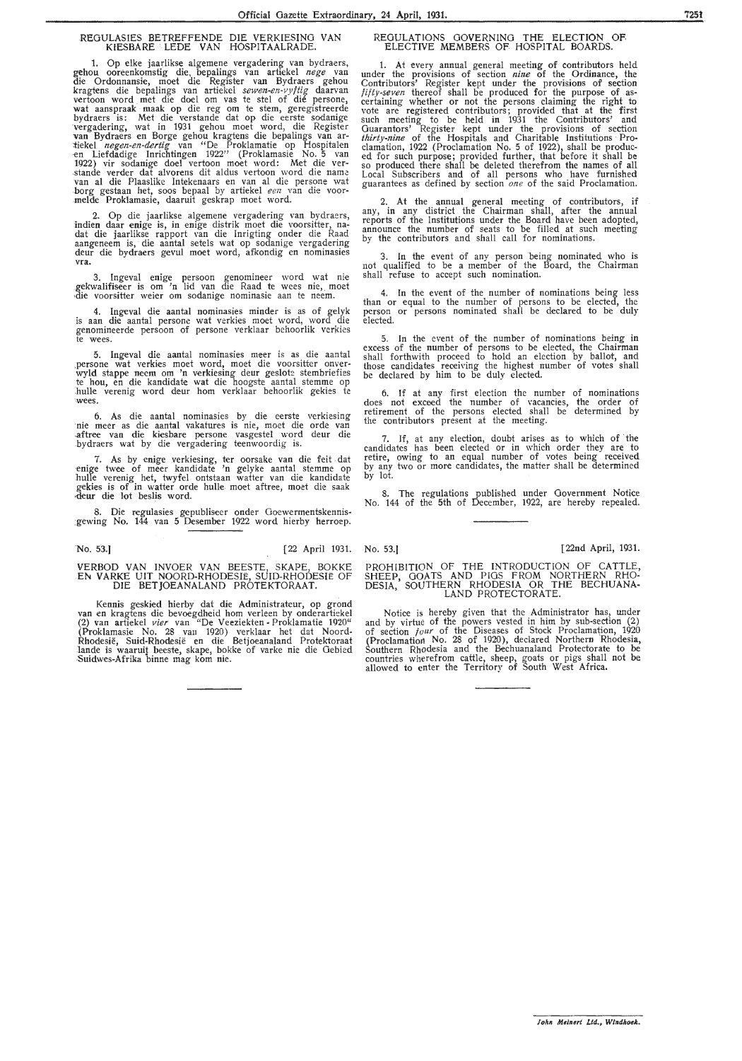## REGULASIES BETREFFENDE DIE VERKIESING VAN KIESBARE LEDE VAN HOSPITAALRADE.

1. Op elke jaarlikse algemene vergadering van bydraers, gehou ooreenkomstig die bepalings van artiekel *nege* van die Ordonnansie, moet die Register van Bydraers gehou kragtens die bepalings van artiekel *sewen-en-vyftig* daarvan vertoon word met die doel om vas te stel of die persone, wat aanspraak maak op die reg om te stem, geregistreerde bydraers is: Met die verstande dat op die eerste sodanige vergadering, wat in 1931 gehou moet word, die Register van Bydraers en Borge gehou kragtens die bepalings van artiekel *negen-en-dertig* van "De Proklamatie op Hospitalen en Liefdadige Inrichtingen 1922" (Proklamasie No. 5 van 1922) vir sodanige doel vertoon moet word: Met die verstande verder dat alvorens dit aldus vertoon word die name van al die Plaaslike Intekenaars en van al die persone wat borg gestaan het, soos bepaal by artiekel *een* van die voormelde Proklamasie, daaruit geskrap moet word.

2. Op die jaarlikse algemene vergadering van bydraers, indien daar enige is, in enige distrik moet die voorsitter, nadat die jaarlikse rapport van die Inrigting onder die Raad aangeneem is, die aantal setels wat op sodanige vergadering deur die bydraers gevul moet word, afkondig en nominasies vra.

3. Ingeval enige persoon genomineer word wat nie gekwalifiseer is om 'n lid van die Raad te wees nie, moet die voorsitter weier om sodanige nominasie aan te neem.

4. Ingeval die aantal nominasies minder is as of gelyk is aan die aantal persone wat verkies moet word, word die genomineerde persoon of persone verklaar behoorlik verkies te wees.

5. Ingeval die aantal nominasies meer is as die aantal persone wat verkies moet word, moet die voorsitter onverwyld stappe neem om 'n verkiesing deur geslote stembriefies te hou, en die kandidate wat die hoogste aantal stemme op hulle verenig word deur hom verklaar behoorlik gekies te wees.

6. As die aantal nominasies by die eerste verkiesing nie meer as die aantal vakatures is nie, moet die orde van aftree van die kiesbare persone vasgestel word deur die bydraers wat by die vergadering teenwoordig is.

7. As by enige verkiesing, ter oorsake van die feit dat enige twee of meer kandidate 'n gelyke aantal stemme op hulle verenig het, twyfel ontstaan watter van die kandidate gekies is of in watter orde hulle moet aftree, moet die saak deur die lot beslis word.

8. Die regulasies gepubliseer onder Goewermentskennisgewing No. 144 van 5 Desember 1922 word hierby herroep.

---

No. 53.] [22 April 1931.

## VERBOD VAN INVOER VAN BEESTE, SKAPE, BOKKE EN VARKE UIT NOORD-RHODESIË, SUID-RHODESIË OF DIE BETJOEANALAND PROTEKTORAAT.

Kennis geskied hierby dat die Administrateur, op grond van en kragtens die bevoegdheid hom verleen by onderartiekel (2) van artiekel *vier* van "De Veeziekten - Proklamatie 1920" (Proklamasie No. 28 van 1920) verklaar het dat Noord-Rhodesië, Suid-Rhodesië en die Betjoeanaland Protektoraat lande is waaruit beeste, skape, bokke of varke nie die Gebied Suidwes-Afrika binne mag kom nie.

---

## REGULATIONS GOVERNING THE ELECTION OF ELECTIVE MEMBERS OF HOSPITAL BOARDS.

1. At every annual general meeting of contributors held under the provisions of section *nine* of the Ordinance, the Contributors' Register kept under the provisions of section *fifty-seven* thereof shall be produced for the purpose of ascertaining whether or not the persons claiming the right to vote are registered contributors; provided that at the first such meeting to be held in 1931 the Contributors' and Guarantors' Register kept under the provisions of section *thirty-nine* of the Hospitals and Charitable Institutions Proclamation, 1922 (Proclamation No. 5 of 1922), shall be produced for such purpose; provided further, that before it shall be so produced there shall be deleted therefrom the names of all Local Subscribers and of all persons who have furnished guarantees as defined by section *one* of the said Proclamation.

2. At the annual general meeting of contributors, if any, in any district the Chairman shall, after the annual reports of the Institutions under the Board have been adopted, announce the number of seats to be filled at such meeting by the contributors and shall call for nominations.

3. In the event of any person being nominated who is not qualified to be a member of the Board, the Chairman shall refuse to accept such nomination.

4. In the event of the number of nominations being less than or equal to the number of persons to be elected, the person or persons nominated shall be declared to be duly elected.

5. In the event of the number of nominations being in excess of the number of persons to be elected, the Chairman shall forthwith proceed to hold an election by ballot, and those candidates receiving the highest number of votes shall be declared by him to be duly elected.

6. If at any first election the number of nominations does not exceed the number of vacancies, the order of retirement of the persons elected shall be determined by the contributors present at the meeting.

7. If, at any election, doubt arises as to which of the candidates has been elected or in which order they are to retire, owing to an equal number of votes being received by any two or more candidates, the matter shall be determined by lot.

8. The regulations published under Government Notice No. 144 of the 5th of December, 1922, are hereby repealed.

---

No. 53.] [22nd April, 1931.

## PROHIBITION OF THE INTRODUCTION OF CATTLE, SHEEP, GOATS AND PIGS FROM NORTHERN RHODESIA, SOUTHERN RHODESIA OR THE BECHUANALAND PROTECTORATE.

Notice is hereby given that the Administrator has, under and by virtue of the powers vested in him by sub-section (2) of section *four* of the Diseases of Stock Proclamation, 1920 (Proclamation No. 28 of 1920), declared Northern Rhodesia, Southern Rhodesia and the Bechuanaland Protectorate to be countries wherefrom cattle, sheep, goats or pigs shall not be allowed to enter the Territory of South West Africa.

*John Meinert Ltd., Windhoek.*